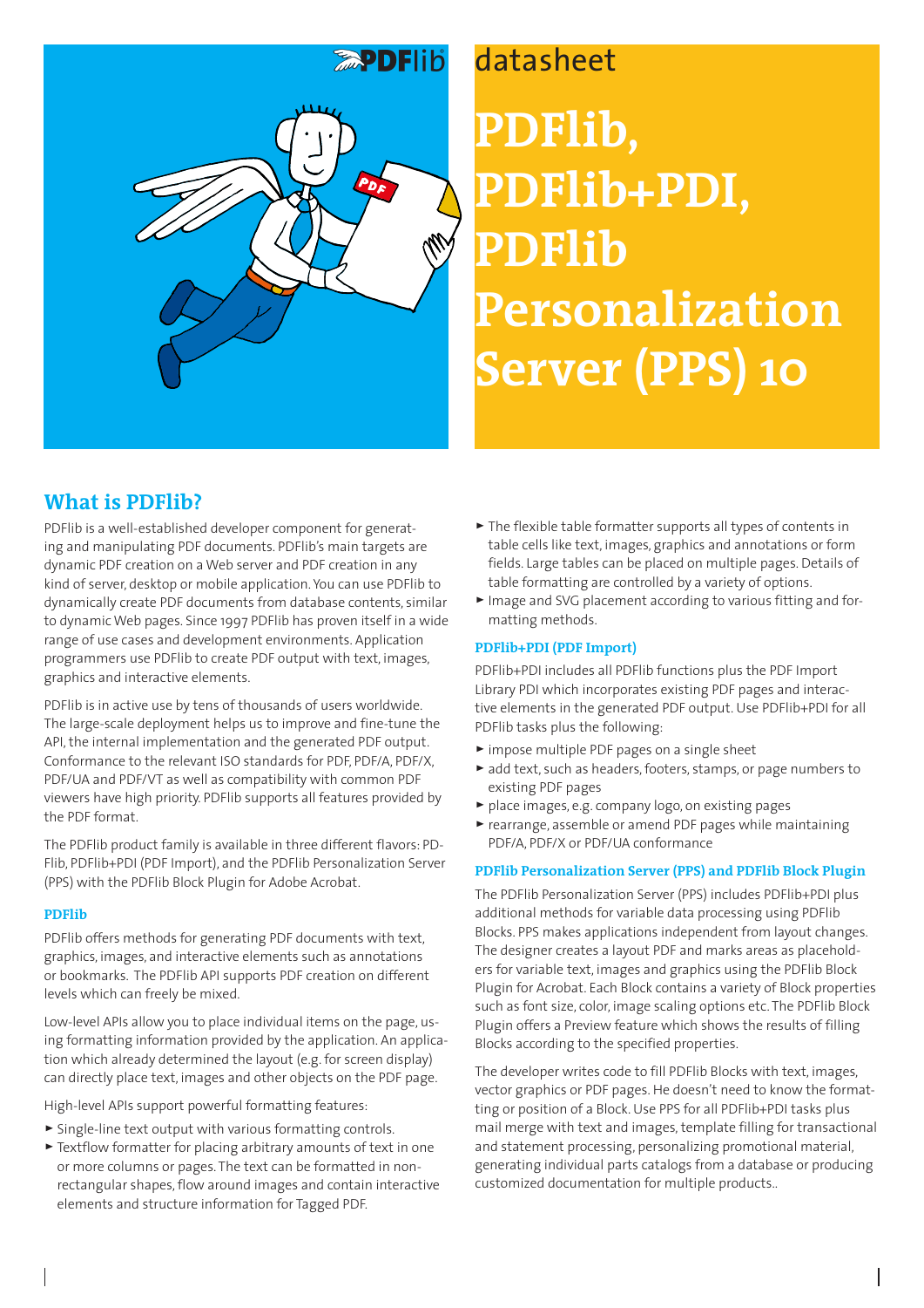datasheet

# PDFlib, PDFlib+PDI, PDFlib Personalization Server (PPS) 10

## What is PDFlib?

PDFlib is a well-established developer component for generating and manipulating PDF documents. PDFlib's main targets are dynamic PDF creation on a Web server and PDF creation in any kind of server, desktop or mobile application. You can use PDFlib to dynamically create PDF documents from database contents, similar to dynamic Web pages. Since 1997 PDFlib has proven itself in a wide range of use cases and development environments. Application programmers use PDFlib to create PDF output with text, images, graphics and interactive elements.

PDFlib is in active use by tens of thousands of users worldwide. The large-scale deployment helps us to improve and fine-tune the API, the internal implementation and the generated PDF output. Conformance to the relevant ISO standards for PDF, PDF/A, PDF/X, PDF/UA and PDF/VT as well as compatibility with common PDF viewers have high priority. PDFlib supports all features provided by the PDF format.

The PDFlib product family is available in three different flavors: PDFlib, PDFlib+PDI (PDF Import), and the PDFlib Personalization Server (PPS) with the PDFlib Block Plugin for Adobe Acrobat.

### PDFlib

PDFlib offers methods for generating PDF documents with text, graphics, images, and interactive elements such as annotations or bookmarks. The PDFlib API supports PDF creation on different levels which can freely be mixed.

Low-level APIs allow you to place individual items on the page, using formatting information provided by the application. An application which already determined the layout (e.g. for screen display) can directly place text, images and other objects on the PDF page.

High-level APIs support powerful formatting features:

- Single-line text output with various formatting controls.
- Textflow formatter for placing arbitrary amounts of text in one or more columns or pages. The text can be formatted in non-rectangular shapes, flow around images and contain interactive elements and structure information for Tagged PDF.
- The flexible table formatter supports all types of contents in table cells like text, images, graphics and annotations or form fields. Large tables can be placed on multiple pages. Details of table formatting are controlled by a variety of options.
- Image and SVG placement according to various fitting and formatting methods.

### PDFlib+PDI (PDF Import)

PDFlib+PDI includes all PDFlib functions plus the PDF Import Library PDI which incorporates existing PDF pages and interactive elements in the generated PDF output. Use PDFlib+PDI for all PDFlib tasks plus the following:

- impose multiple PDF pages on a single sheet
- add text, such as headers, footers, stamps, or page numbers to existing PDF pages
- place images, e.g. company logo, on existing pages
- rearrange, assemble or amend PDF pages while maintaining PDF/A, PDF/X or PDF/UA conformance

### PDFlib Personalization Server (PPS) and PDFlib Block Plugin

The PDFlib Personalization Server (PPS) includes PDFlib+PDI plus additional methods for variable data processing using PDFlib Blocks. PPS makes applications independent from layout changes. The designer creates a layout PDF and marks areas as placeholders for variable text, images and graphics using the PDFlib Block Plugin for Acrobat. Each Block contains a variety of Block properties such as font size, color, image scaling options etc. The PDFlib Block Plugin offers a Preview feature which shows the results of filling Blocks according to the specified properties.

The developer writes code to fill PDFlib Blocks with text, images, vector graphics or PDF pages. He doesn't need to know the formatting or position of a Block. Use PPS for all PDFlib+PDI tasks plus mail merge with text and images, template filling for transactional and statement processing, personalizing promotional material, generating individual parts catalogs from a database or producing customized documentation for multiple products..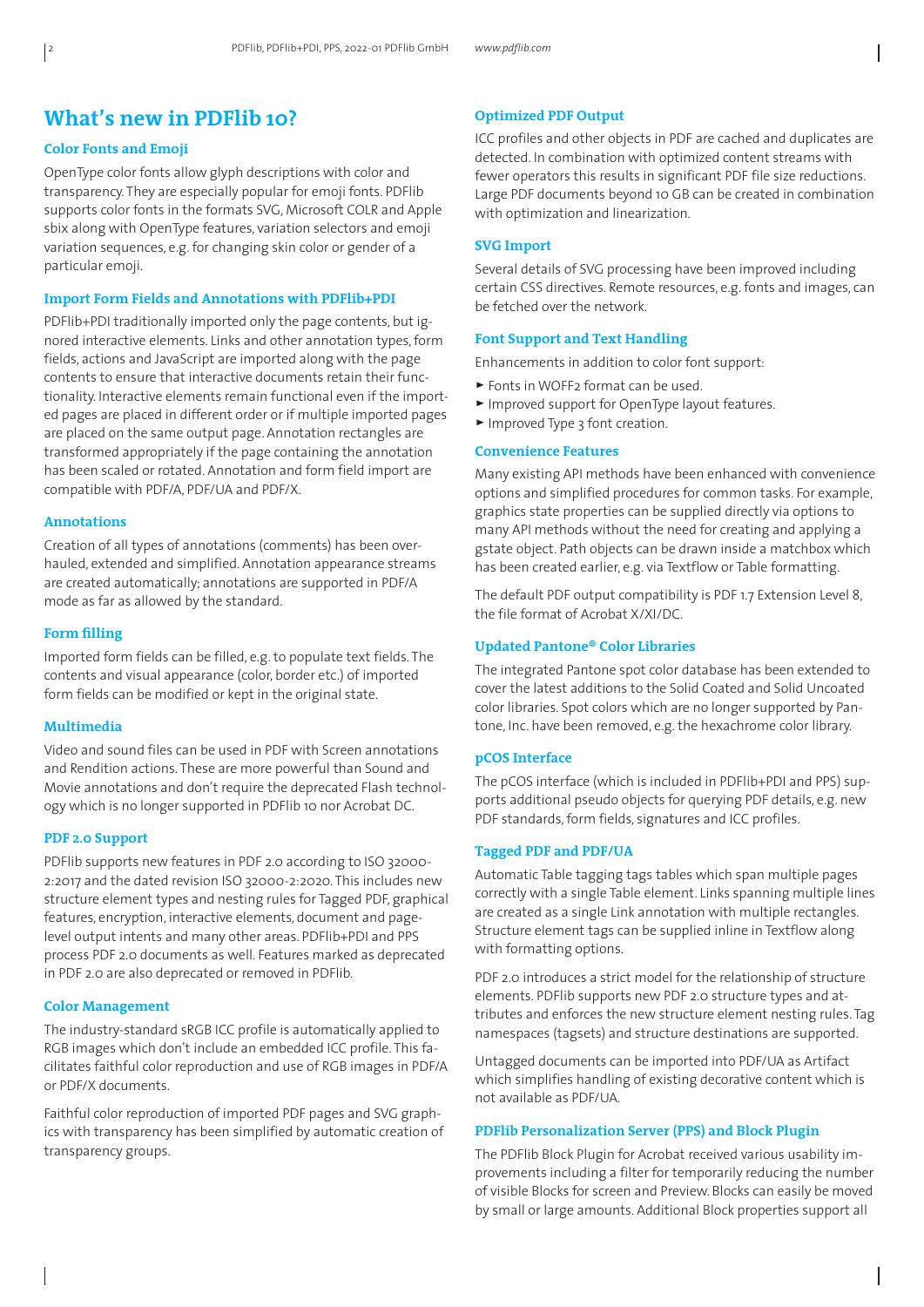# What's new in PDFlib 10?

## Color Fonts and Emoji

OpenType color fonts allow glyph descriptions with color and transparency. They are especially popular for emoji fonts. PDFlib supports color fonts in the formats SVG, Microsoft COLR and Apple sbix along with OpenType features, variation selectors and emoji variation sequences, e.g. for changing skin color or gender of a particular emoji.

## Import Form Fields and Annotations with PDFlib+PDI

PDFlib+PDI traditionally imported only the page contents, but ignored interactive elements. Links and other annotation types, form fields, actions and JavaScript are imported along with the page contents to ensure that interactive documents retain their functionality. Interactive elements remain functional even if the imported pages are placed in different order or if multiple imported pages are placed on the same output page. Annotation rectangles are transformed appropriately if the page containing the annotation has been scaled or rotated. Annotation and form field import are compatible with PDF/A, PDF/UA and PDF/X.

## Annotations

Creation of all types of annotations (comments) has been overhauled, extended and simplified. Annotation appearance streams are created automatically; annotations are supported in PDF/A mode as far as allowed by the standard.

## Form filling

Imported form fields can be filled, e.g. to populate text fields. The contents and visual appearance (color, border etc.) of imported form fields can be modified or kept in the original state.

## Multimedia

Video and sound files can be used in PDF with Screen annotations and Rendition actions. These are more powerful than Sound and Movie annotations and don't require the deprecated Flash technology which is no longer supported in PDFlib 10 nor Acrobat DC.

## PDF 2.0 Support

PDFlib supports new features in PDF 2.0 according to ISO 32000-2:2017 and the dated revision ISO 32000-2:2020. This includes new structure element types and nesting rules for Tagged PDF, graphical features, encryption, interactive elements, document and page-level output intents and many other areas. PDFlib+PDI and PPS process PDF 2.0 documents as well. Features marked as deprecated in PDF 2.0 are also deprecated or removed in PDFlib.

## Color Management

The industry-standard sRGB ICC profile is automatically applied to RGB images which don't include an embedded ICC profile. This facilitates faithful color reproduction and use of RGB images in PDF/A or PDF/X documents.

Faithful color reproduction of imported PDF pages and SVG graphics with transparency has been simplified by automatic creation of transparency groups.

## Optimized PDF Output

ICC profiles and other objects in PDF are cached and duplicates are detected. In combination with optimized content streams with fewer operators this results in significant PDF file size reductions. Large PDF documents beyond 10 GB can be created in combination with optimization and linearization.

## SVG Import

Several details of SVG processing have been improved including certain CSS directives. Remote resources, e.g. fonts and images, can be fetched over the network.

## Font Support and Text Handling

Enhancements in addition to color font support:

- Fonts in WOFF2 format can be used.
- Improved support for OpenType layout features.
- Improved Type 3 font creation.

## Convenience Features

Many existing API methods have been enhanced with convenience options and simplified procedures for common tasks. For example, graphics state properties can be supplied directly via options to many API methods without the need for creating and applying a gstate object. Path objects can be drawn inside a matchbox which has been created earlier, e.g. via Textflow or Table formatting.

The default PDF output compatibility is PDF 1.7 Extension Level 8, the file format of Acrobat X/XI/DC.

## Updated Pantone® Color Libraries

The integrated Pantone spot color database has been extended to cover the latest additions to the Solid Coated and Solid Uncoated color libraries. Spot colors which are no longer supported by Pantone, Inc. have been removed, e.g. the hexachrome color library.

## pCOS Interface

The pCOS interface (which is included in PDFlib+PDI and PPS) supports additional pseudo objects for querying PDF details, e.g. new PDF standards, form fields, signatures and ICC profiles.

## Tagged PDF and PDF/UA

Automatic Table tagging tags tables which span multiple pages correctly with a single Table element. Links spanning multiple lines are created as a single Link annotation with multiple rectangles. Structure element tags can be supplied inline in Textflow along with formatting options.

PDF 2.0 introduces a strict model for the relationship of structure elements. PDFlib supports new PDF 2.0 structure types and attributes and enforces the new structure element nesting rules. Tag namespaces (tagsets) and structure destinations are supported.

Untagged documents can be imported into PDF/UA as Artifact which simplifies handling of existing decorative content which is not available as PDF/UA.

## PDFlib Personalization Server (PPS) and Block Plugin

The PDFlib Block Plugin for Acrobat received various usability improvements including a filter for temporarily reducing the number of visible Blocks for screen and Preview. Blocks can easily be moved by small or large amounts. Additional Block properties support all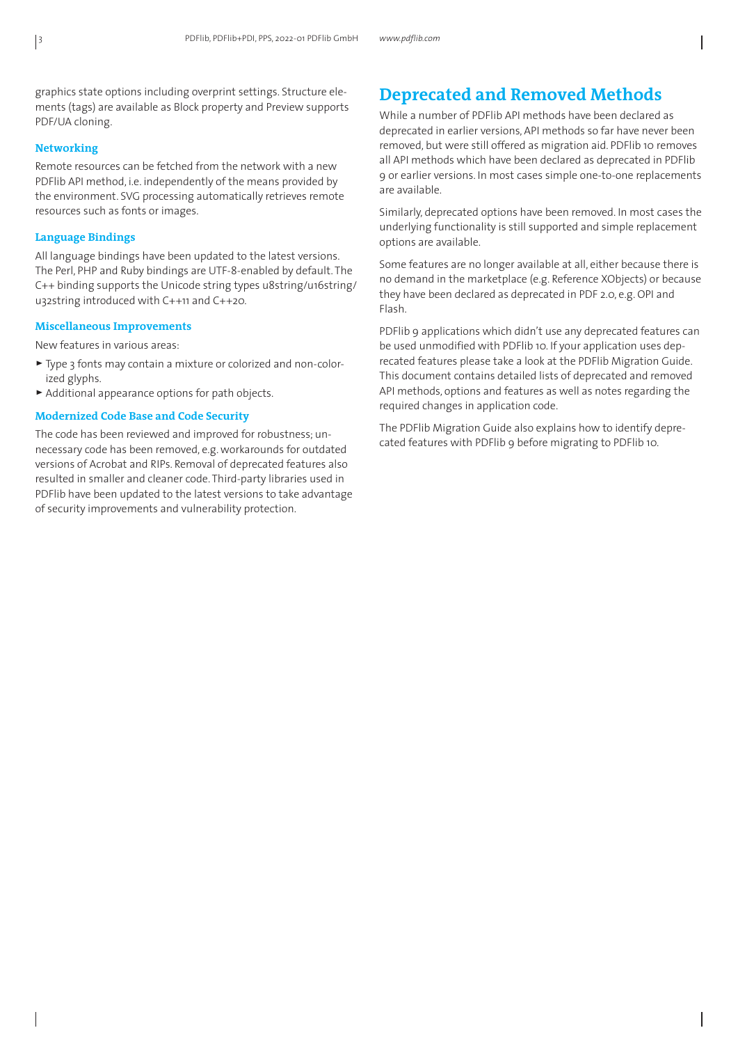graphics state options including overprint settings. Structure elements (tags) are available as Block property and Preview supports PDF/UA cloning.

### Networking

Remote resources can be fetched from the network with a new PDFlib API method, i.e. independently of the means provided by the environment. SVG processing automatically retrieves remote resources such as fonts or images.

### Language Bindings

All language bindings have been updated to the latest versions. The Perl, PHP and Ruby bindings are UTF-8-enabled by default. The C++ binding supports the Unicode string types u8string/u16string/u32string introduced with C++11 and C++20.

### Miscellaneous Improvements

New features in various areas:

- Type 3 fonts may contain a mixture or colorized and non-colorized glyphs.
- Additional appearance options for path objects.

### Modernized Code Base and Code Security

The code has been reviewed and improved for robustness; unnecessary code has been removed, e.g. workarounds for outdated versions of Acrobat and RIPs. Removal of deprecated features also resulted in smaller and cleaner code. Third-party libraries used in PDFlib have been updated to the latest versions to take advantage of security improvements and vulnerability protection.

## Deprecated and Removed Methods

While a number of PDFlib API methods have been declared as deprecated in earlier versions, API methods so far have never been removed, but were still offered as migration aid. PDFlib 10 removes all API methods which have been declared as deprecated in PDFlib 9 or earlier versions. In most cases simple one-to-one replacements are available.

Similarly, deprecated options have been removed. In most cases the underlying functionality is still supported and simple replacement options are available.

Some features are no longer available at all, either because there is no demand in the marketplace (e.g. Reference XObjects) or because they have been declared as deprecated in PDF 2.0, e.g. OPI and Flash.

PDFlib 9 applications which didn't use any deprecated features can be used unmodified with PDFlib 10. If your application uses deprecated features please take a look at the PDFlib Migration Guide. This document contains detailed lists of deprecated and removed API methods, options and features as well as notes regarding the required changes in application code.

The PDFlib Migration Guide also explains how to identify deprecated features with PDFlib 9 before migrating to PDFlib 10.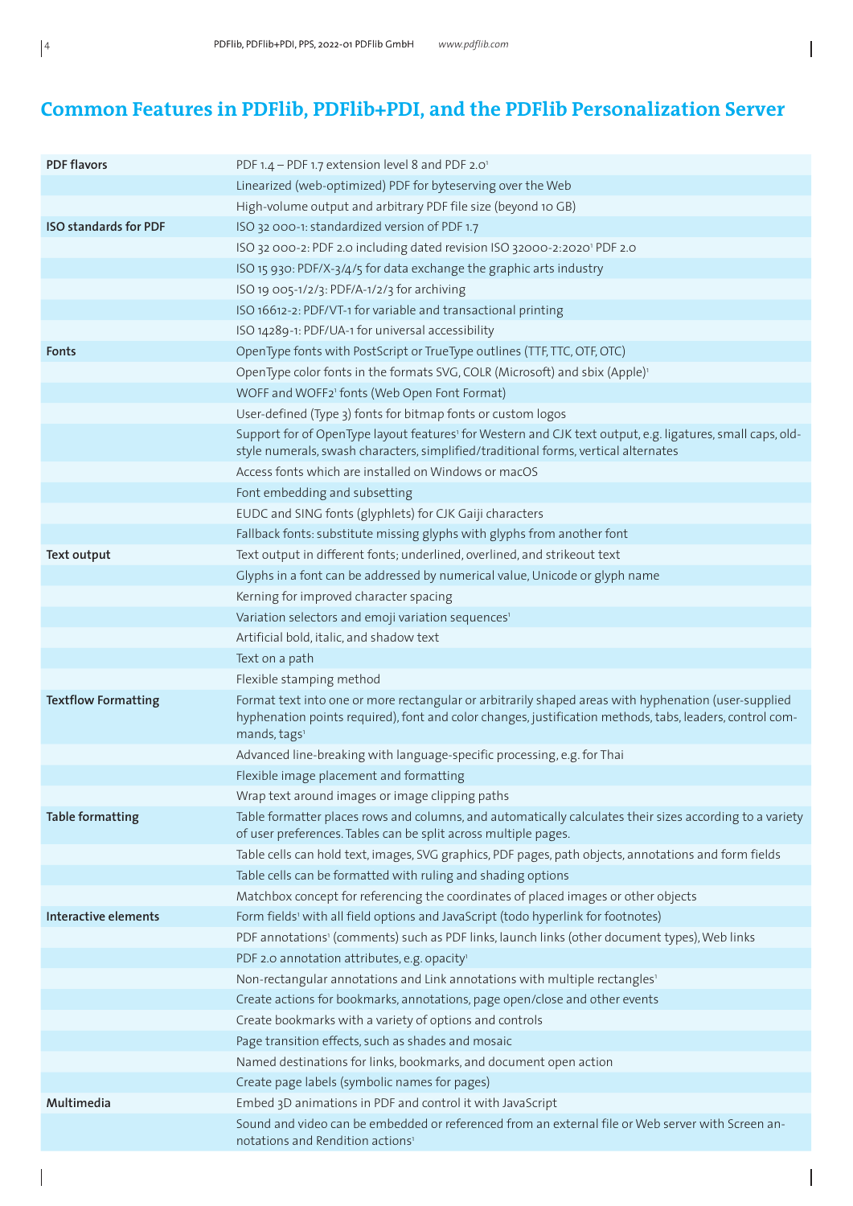# Common Features in PDFlib, PDFlib+PDI, and the PDFlib Personalization Server

| | |
|---|---|
| **PDF flavors** | PDF 1.4 – PDF 1.7 extension level 8 and PDF 2.0[1] |
| | Linearized (web-optimized) PDF for byteserving over the Web |
| | High-volume output and arbitrary PDF file size (beyond 10 GB) |
| **ISO standards for PDF** | ISO 32 000-1: standardized version of PDF 1.7 |
| | ISO 32 000-2: PDF 2.0 including dated revision ISO 32000-2:2020[1] PDF 2.0 |
| | ISO 15 930: PDF/X-3/4/5 for data exchange the graphic arts industry |
| | ISO 19 005-1/2/3: PDF/A-1/2/3 for archiving |
| | ISO 16612-2: PDF/VT-1 for variable and transactional printing |
| | ISO 14289-1: PDF/UA-1 for universal accessibility |
| **Fonts** | OpenType fonts with PostScript or TrueType outlines (TTF, TTC, OTF, OTC) |
| | OpenType color fonts in the formats SVG, COLR (Microsoft) and sbix (Apple)[1] |
| | WOFF and WOFF2[1] fonts (Web Open Font Format) |
| | User-defined (Type 3) fonts for bitmap fonts or custom logos |
| | Support for of OpenType layout features[1] for Western and CJK text output, e.g. ligatures, small caps, old-style numerals, swash characters, simplified/traditional forms, vertical alternates |
| | Access fonts which are installed on Windows or macOS |
| | Font embedding and subsetting |
| | EUDC and SING fonts (glyphlets) for CJK Gaiji characters |
| | Fallback fonts: substitute missing glyphs with glyphs from another font |
| **Text output** | Text output in different fonts; underlined, overlined, and strikeout text |
| | Glyphs in a font can be addressed by numerical value, Unicode or glyph name |
| | Kerning for improved character spacing |
| | Variation selectors and emoji variation sequences[1] |
| | Artificial bold, italic, and shadow text |
| | Text on a path |
| | Flexible stamping method |
| **Textflow Formatting** | Format text into one or more rectangular or arbitrarily shaped areas with hyphenation (user-supplied hyphenation points required), font and color changes, justification methods, tabs, leaders, control commands, tags[1] |
| | Advanced line-breaking with language-specific processing, e.g. for Thai |
| | Flexible image placement and formatting |
| | Wrap text around images or image clipping paths |
| **Table formatting** | Table formatter places rows and columns, and automatically calculates their sizes according to a variety of user preferences. Tables can be split across multiple pages. |
| | Table cells can hold text, images, SVG graphics, PDF pages, path objects, annotations and form fields |
| | Table cells can be formatted with ruling and shading options |
| | Matchbox concept for referencing the coordinates of placed images or other objects |
| **Interactive elements** | Form fields[1] with all field options and JavaScript (todo hyperlink for footnotes) |
| | PDF annotations[1] (comments) such as PDF links, launch links (other document types), Web links |
| | PDF 2.0 annotation attributes, e.g. opacity[1] |
| | Non-rectangular annotations and Link annotations with multiple rectangles[1] |
| | Create actions for bookmarks, annotations, page open/close and other events |
| | Create bookmarks with a variety of options and controls |
| | Page transition effects, such as shades and mosaic |
| | Named destinations for links, bookmarks, and document open action |
| | Create page labels (symbolic names for pages) |
| **Multimedia** | Embed 3D animations in PDF and control it with JavaScript |
| | Sound and video can be embedded or referenced from an external file or Web server with Screen annotations and Rendition actions[1] |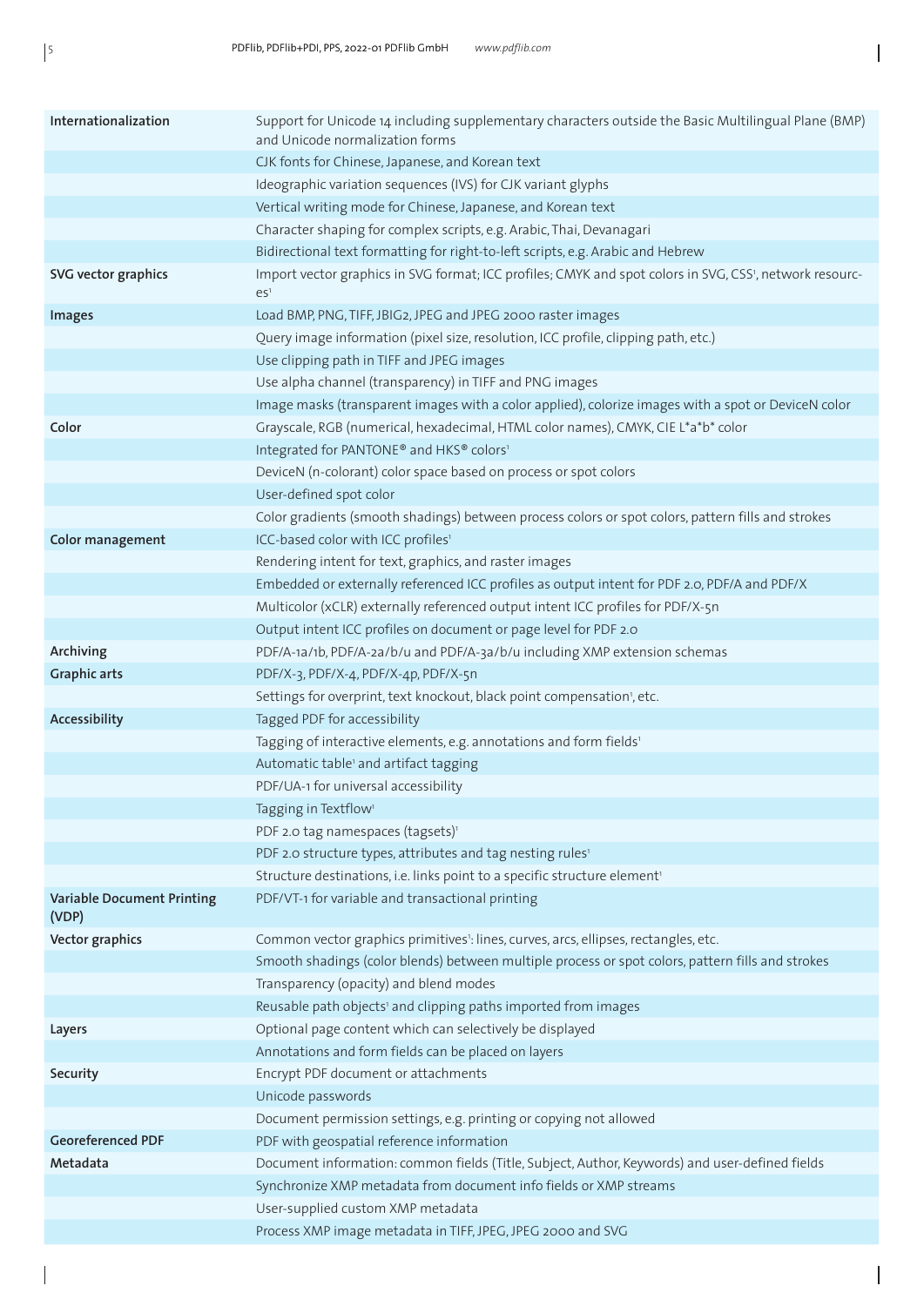| | |
|---|---|
| **Internationalization** | Support for Unicode 14 including supplementary characters outside the Basic Multilingual Plane (BMP) and Unicode normalization forms |
| | CJK fonts for Chinese, Japanese, and Korean text |
| | Ideographic variation sequences (IVS) for CJK variant glyphs |
| | Vertical writing mode for Chinese, Japanese, and Korean text |
| | Character shaping for complex scripts, e.g. Arabic, Thai, Devanagari |
| | Bidirectional text formatting for right-to-left scripts, e.g. Arabic and Hebrew |
| **SVG vector graphics** | Import vector graphics in SVG format; ICC profiles; CMYK and spot colors in SVG, CSS[1], network resources[1] |
| **Images** | Load BMP, PNG, TIFF, JBIG2, JPEG and JPEG 2000 raster images |
| | Query image information (pixel size, resolution, ICC profile, clipping path, etc.) |
| | Use clipping path in TIFF and JPEG images |
| | Use alpha channel (transparency) in TIFF and PNG images |
| | Image masks (transparent images with a color applied), colorize images with a spot or DeviceN color |
| **Color** | Grayscale, RGB (numerical, hexadecimal, HTML color names), CMYK, CIE L*a*b* color |
| | Integrated for PANTONE® and HKS® colors[1] |
| | DeviceN (n-colorant) color space based on process or spot colors |
| | User-defined spot color |
| | Color gradients (smooth shadings) between process colors or spot colors, pattern fills and strokes |
| **Color management** | ICC-based color with ICC profiles[1] |
| | Rendering intent for text, graphics, and raster images |
| | Embedded or externally referenced ICC profiles as output intent for PDF 2.0, PDF/A and PDF/X |
| | Multicolor (xCLR) externally referenced output intent ICC profiles for PDF/X-5n |
| | Output intent ICC profiles on document or page level for PDF 2.0 |
| **Archiving** | PDF/A-1a/1b, PDF/A-2a/b/u and PDF/A-3a/b/u including XMP extension schemas |
| **Graphic arts** | PDF/X-3, PDF/X-4, PDF/X-4p, PDF/X-5n |
| | Settings for overprint, text knockout, black point compensation[1], etc. |
| **Accessibility** | Tagged PDF for accessibility |
| | Tagging of interactive elements, e.g. annotations and form fields[1] |
| | Automatic table[1] and artifact tagging |
| | PDF/UA-1 for universal accessibility |
| | Tagging in Textflow[1] |
| | PDF 2.0 tag namespaces (tagsets)[1] |
| | PDF 2.0 structure types, attributes and tag nesting rules[1] |
| | Structure destinations, i.e. links point to a specific structure element[1] |
| **Variable Document Printing (VDP)** | PDF/VT-1 for variable and transactional printing |
| **Vector graphics** | Common vector graphics primitives[1]: lines, curves, arcs, ellipses, rectangles, etc. |
| | Smooth shadings (color blends) between multiple process or spot colors, pattern fills and strokes |
| | Transparency (opacity) and blend modes |
| | Reusable path objects[1] and clipping paths imported from images |
| **Layers** | Optional page content which can selectively be displayed |
| | Annotations and form fields can be placed on layers |
| **Security** | Encrypt PDF document or attachments |
| | Unicode passwords |
| | Document permission settings, e.g. printing or copying not allowed |
| **Georeferenced PDF** | PDF with geospatial reference information |
| **Metadata** | Document information: common fields (Title, Subject, Author, Keywords) and user-defined fields |
| | Synchronize XMP metadata from document info fields or XMP streams |
| | User-supplied custom XMP metadata |
| | Process XMP image metadata in TIFF, JPEG, JPEG 2000 and SVG |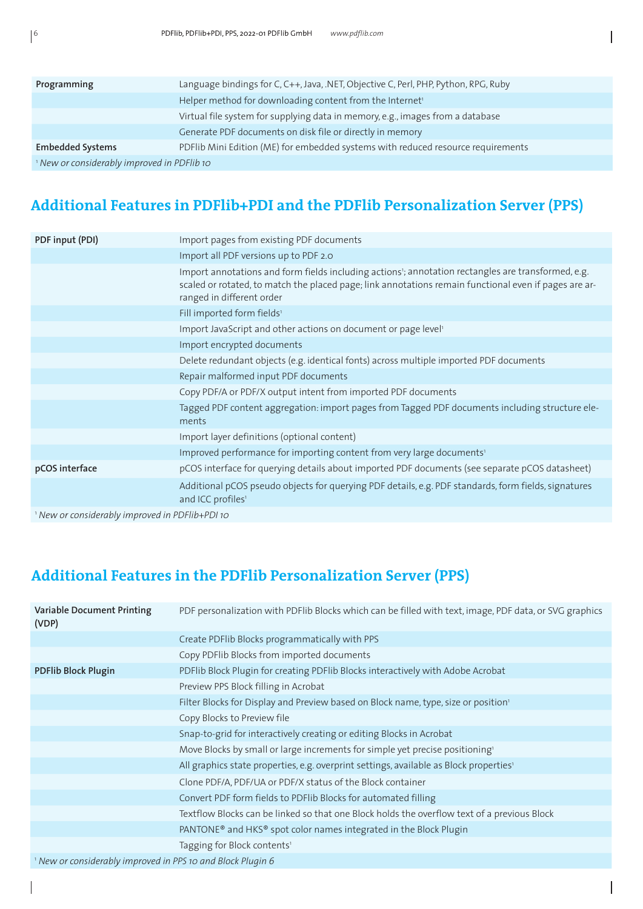| Programming | Language bindings for C, C++, Java, .NET, Objective C, Perl, PHP, Python, RPG, Ruby |
|---|---|
| | Helper method for downloading content from the Internet[1] |
| | Virtual file system for supplying data in memory, e.g., images from a database |
| | Generate PDF documents on disk file or directly in memory |
| Embedded Systems | PDFlib Mini Edition (ME) for embedded systems with reduced resource requirements |

[1] *New or considerably improved in PDFlib 10*

## Additional Features in PDFlib+PDI and the PDFlib Personalization Server (PPS)

| PDF input (PDI) | Import pages from existing PDF documents |
|---|---|
| | Import all PDF versions up to PDF 2.0 |
| | Import annotations and form fields including actions[1]; annotation rectangles are transformed, e.g. scaled or rotated, to match the placed page; link annotations remain functional even if pages are arranged in different order |
| | Fill imported form fields[1] |
| | Import JavaScript and other actions on document or page level[1] |
| | Import encrypted documents |
| | Delete redundant objects (e.g. identical fonts) across multiple imported PDF documents |
| | Repair malformed input PDF documents |
| | Copy PDF/A or PDF/X output intent from imported PDF documents |
| | Tagged PDF content aggregation: import pages from Tagged PDF documents including structure elements |
| | Import layer definitions (optional content) |
| | Improved performance for importing content from very large documents[1] |
| pCOS interface | pCOS interface for querying details about imported PDF documents (see separate pCOS datasheet) |
| | Additional pCOS pseudo objects for querying PDF details, e.g. PDF standards, form fields, signatures and ICC profiles[1] |

[1] *New or considerably improved in PDFlib+PDI 10*

## Additional Features in the PDFlib Personalization Server (PPS)

| Variable Document Printing (VDP) | PDF personalization with PDFlib Blocks which can be filled with text, image, PDF data, or SVG graphics |
|---|---|
| | Create PDFlib Blocks programmatically with PPS |
| | Copy PDFlib Blocks from imported documents |
| PDFlib Block Plugin | PDFlib Block Plugin for creating PDFlib Blocks interactively with Adobe Acrobat |
| | Preview PPS Block filling in Acrobat |
| | Filter Blocks for Display and Preview based on Block name, type, size or position[1] |
| | Copy Blocks to Preview file |
| | Snap-to-grid for interactively creating or editing Blocks in Acrobat |
| | Move Blocks by small or large increments for simple yet precise positioning[1] |
| | All graphics state properties, e.g. overprint settings, available as Block properties[1] |
| | Clone PDF/A, PDF/UA or PDF/X status of the Block container |
| | Convert PDF form fields to PDFlib Blocks for automated filling |
| | Textflow Blocks can be linked so that one Block holds the overflow text of a previous Block |
| | PANTONE® and HKS® spot color names integrated in the Block Plugin |
| | Tagging for Block contents[1] |

[1] *New or considerably improved in PPS 10 and Block Plugin 6*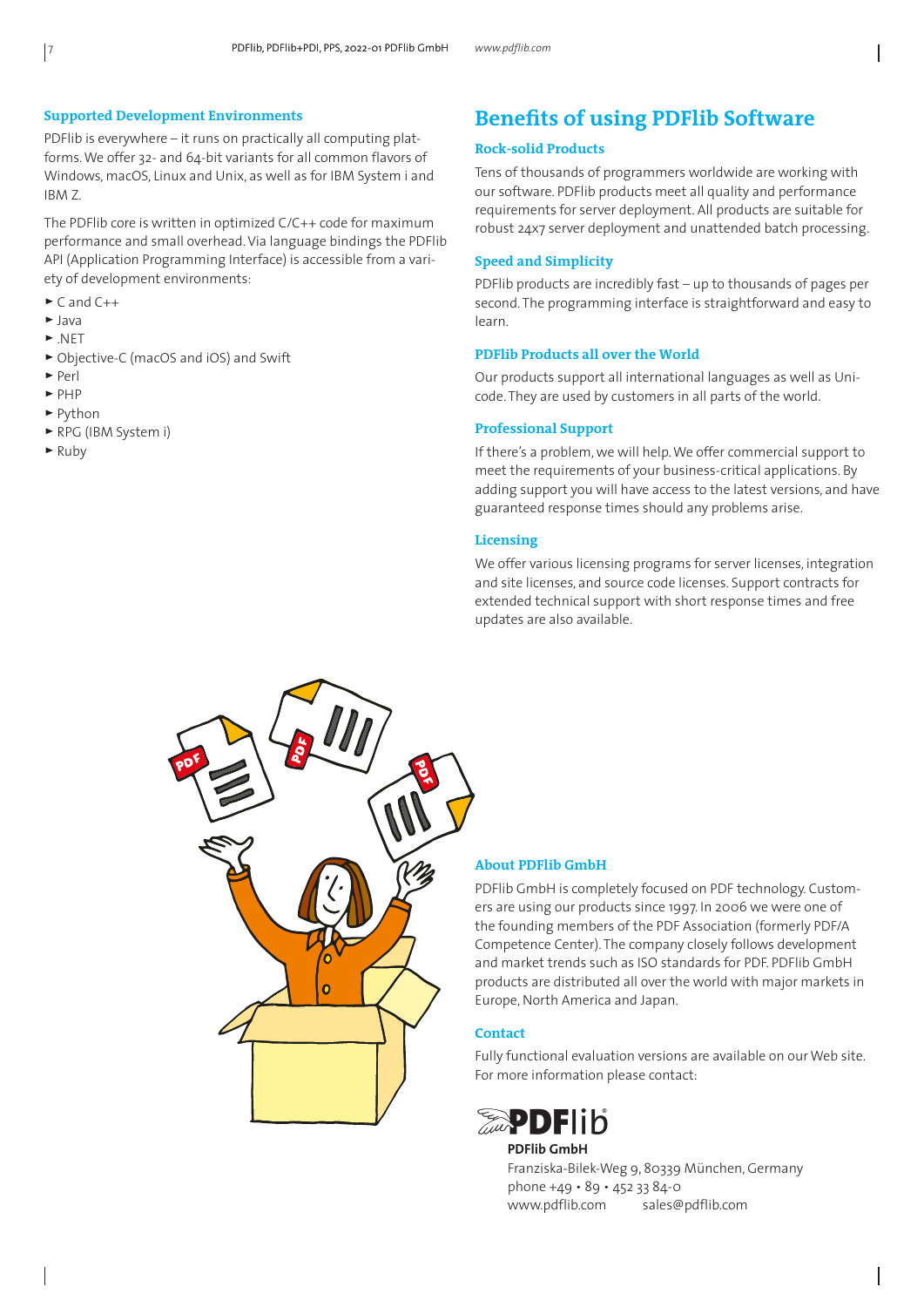## Supported Development Environments

PDFlib is everywhere – it runs on practically all computing platforms. We offer 32- and 64-bit variants for all common flavors of Windows, macOS, Linux and Unix, as well as for IBM System i and IBM Z.

The PDFlib core is written in optimized C/C++ code for maximum performance and small overhead. Via language bindings the PDFlib API (Application Programming Interface) is accessible from a variety of development environments:

- C and C++
- Java
- .NET
- Objective-C (macOS and iOS) and Swift
- Perl
- PHP
- Python
- RPG (IBM System i)
- Ruby

# Benefits of using PDFlib Software

## Rock-solid Products

Tens of thousands of programmers worldwide are working with our software. PDFlib products meet all quality and performance requirements for server deployment. All products are suitable for robust 24x7 server deployment and unattended batch processing.

## Speed and Simplicity

PDFlib products are incredibly fast – up to thousands of pages per second. The programming interface is straightforward and easy to learn.

## PDFlib Products all over the World

Our products support all international languages as well as Unicode. They are used by customers in all parts of the world.

## Professional Support

If there's a problem, we will help. We offer commercial support to meet the requirements of your business-critical applications. By adding support you will have access to the latest versions, and have guaranteed response times should any problems arise.

## Licensing

We offer various licensing programs for server licenses, integration and site licenses, and source code licenses. Support contracts for extended technical support with short response times and free updates are also available.

## About PDFlib GmbH

PDFlib GmbH is completely focused on PDF technology. Customers are using our products since 1997. In 2006 we were one of the founding members of the PDF Association (formerly PDF/A Competence Center). The company closely follows development and market trends such as ISO standards for PDF. PDFlib GmbH products are distributed all over the world with major markets in Europe, North America and Japan.

## Contact

Fully functional evaluation versions are available on our Web site. For more information please contact:

**PDFlib GmbH**
Franziska-Bilek-Weg 9, 80339 München, Germany
phone +49 • 89 • 452 33 84-0
www.pdflib.com sales@pdflib.com